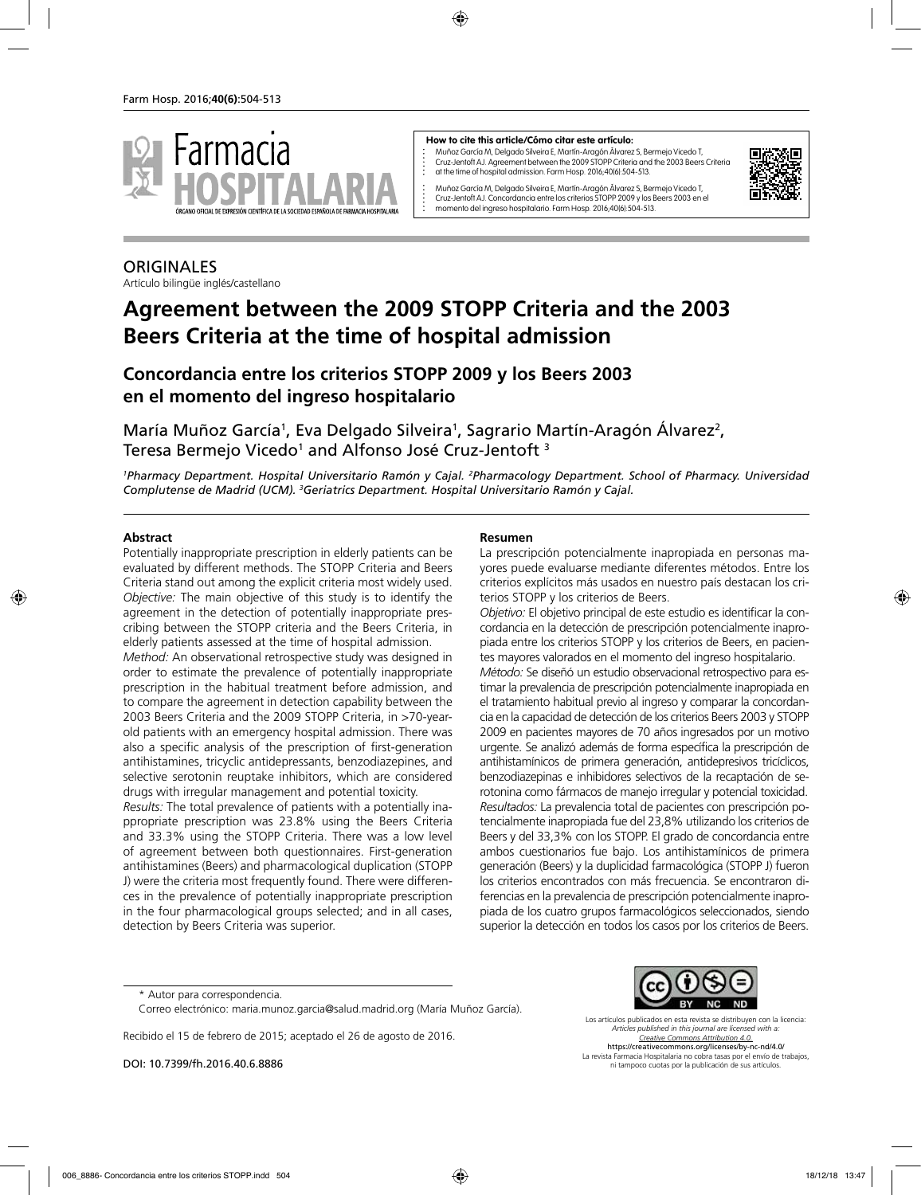**How to cite this article/Cómo citar este artículo:**

Muñoz García M, Delgado Silveira E, Martín-Aragón Álvarez S, Bermejo Vicedo T, Cruz-Jentoft AJ. Agreement between the 2009 STOPP Criteria and the 2003 Beers Criteria at the time of hospital admission. Farm Hosp. 2016;40(6):504-513.

Muñoz García M, Delgado Silveira E, Martín-Aragón Álvarez S, Bermejo Vicedo T, Cruz-Jentoft AJ. Concordancia entre los criterios STOPP 2009 y los Beers 2003 en el momento del ingreso hospitalario. Farm Hosp. 2016;40(6):504-513.

ORIGINALES

Artículo bilingüe inglés/castellano

# Agreement between the 2009 STOPP Criteria and the 2003 Beers Criteria at the time of hospital admission

## Concordancia entre los criterios STOPP 2009 y los Beers 2003 en el momento del ingreso hospitalario

María Muñoz García[1], Eva Delgado Silveira[1], Sagrario Martín-Aragón Álvarez[2], Teresa Bermejo Vicedo[1] and Alfonso José Cruz-Jentoft [3]

*[1]Pharmacy Department. Hospital Universitario Ramón y Cajal. [2]Pharmacology Department. School of Pharmacy. Universidad Complutense de Madrid (UCM). [3]Geriatrics Department. Hospital Universitario Ramón y Cajal.*

### Abstract

Potentially inappropriate prescription in elderly patients can be evaluated by different methods. The STOPP Criteria and Beers Criteria stand out among the explicit criteria most widely used.

*Objective:* The main objective of this study is to identify the agreement in the detection of potentially inappropriate prescribing between the STOPP criteria and the Beers Criteria, in elderly patients assessed at the time of hospital admission.

*Method:* An observational retrospective study was designed in order to estimate the prevalence of potentially inappropriate prescription in the habitual treatment before admission, and to compare the agreement in detection capability between the 2003 Beers Criteria and the 2009 STOPP Criteria, in >70-year-old patients with an emergency hospital admission. There was also a specific analysis of the prescription of first-generation antihistamines, tricyclic antidepressants, benzodiazepines, and selective serotonin reuptake inhibitors, which are considered drugs with irregular management and potential toxicity.

*Results:* The total prevalence of patients with a potentially inappropriate prescription was 23.8% using the Beers Criteria and 33.3% using the STOPP Criteria. There was a low level of agreement between both questionnaires. First-generation antihistamines (Beers) and pharmacological duplication (STOPP J) were the criteria most frequently found. There were differences in the prevalence of potentially inappropriate prescription in the four pharmacological groups selected; and in all cases, detection by Beers Criteria was superior.

### Resumen

La prescripción potencialmente inapropiada en personas mayores puede evaluarse mediante diferentes métodos. Entre los criterios explícitos más usados en nuestro país destacan los criterios STOPP y los criterios de Beers.

*Objetivo:* El objetivo principal de este estudio es identificar la concordancia en la detección de prescripción potencialmente inapropiada entre los criterios STOPP y los criterios de Beers, en pacientes mayores valorados en el momento del ingreso hospitalario.

*Método:* Se diseñó un estudio observacional retrospectivo para estimar la prevalencia de prescripción potencialmente inapropiada en el tratamiento habitual previo al ingreso y comparar la concordancia en la capacidad de detección de los criterios Beers 2003 y STOPP 2009 en pacientes mayores de 70 años ingresados por un motivo urgente. Se analizó además de forma específica la prescripción de antihistamínicos de primera generación, antidepresivos tricíclicos, benzodiazepinas e inhibidores selectivos de la recaptación de serotonina como fármacos de manejo irregular y potencial toxicidad.

*Resultados:* La prevalencia total de pacientes con prescripción potencialmente inapropiada fue del 23,8% utilizando los criterios de Beers y del 33,3% con los STOPP. El grado de concordancia entre ambos cuestionarios fue bajo. Los antihistamínicos de primera generación (Beers) y la duplicidad farmacológica (STOPP J) fueron los criterios encontrados con más frecuencia. Se encontraron diferencias en la prevalencia de prescripción potencialmente inapropiada de los cuatro grupos farmacológicos seleccionados, siendo superior la detección en todos los casos por los criterios de Beers.

\* Autor para correspondencia.

Correo electrónico: maria.munoz.garcia@salud.madrid.org (María Muñoz García).

Recibido el 15 de febrero de 2015; aceptado el 26 de agosto de 2016.

DOI: 10.7399/fh.2016.40.6.8886

Los artículos publicados en esta revista se distribuyen con la licencia: *Articles published in this journal are licensed with a: Creative Commons Attribution 4.0.* https://creativecommons.org/licenses/by-nc-nd/4.0/ La revista Farmacia Hospitalaria no cobra tasas por el envío de trabajos, ni tampoco cuotas por la publicación de sus artículos.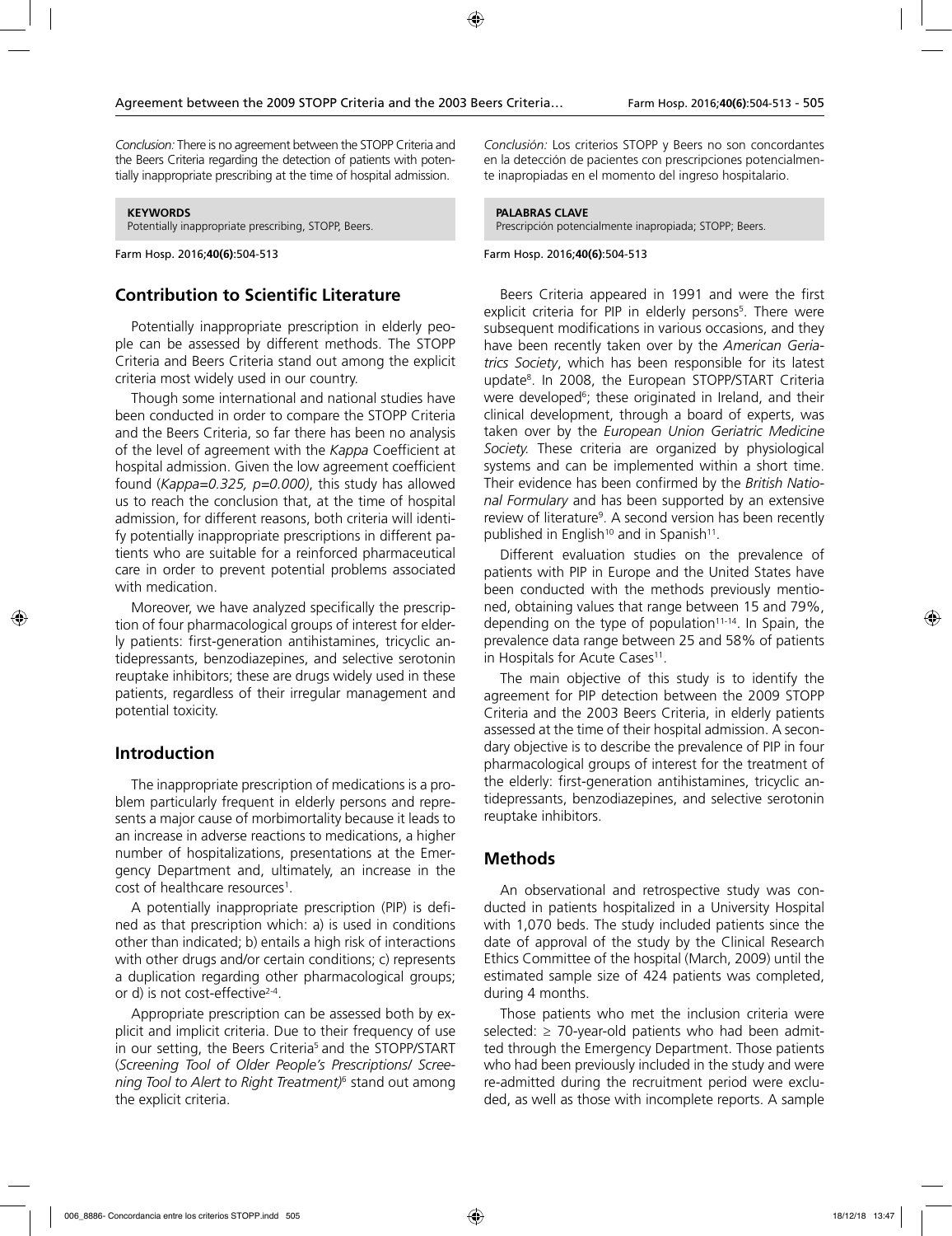*Conclusion:* There is no agreement between the STOPP Criteria and the Beers Criteria regarding the detection of patients with potentially inappropriate prescribing at the time of hospital admission.

**KEYWORDS**
Potentially inappropriate prescribing, STOPP, Beers.

*Conclusión:* Los criterios STOPP y Beers no son concordantes en la detección de pacientes con prescripciones potencialmente inapropiadas en el momento del ingreso hospitalario.

**PALABRAS CLAVE**
Prescripción potencialmente inapropiada; STOPP; Beers.

## Contribution to Scientific Literature

Potentially inappropriate prescription in elderly people can be assessed by different methods. The STOPP Criteria and Beers Criteria stand out among the explicit criteria most widely used in our country.

Though some international and national studies have been conducted in order to compare the STOPP Criteria and the Beers Criteria, so far there has been no analysis of the level of agreement with the *Kappa* Coefficient at hospital admission. Given the low agreement coefficient found (*Kappa=0.325, p=0.000)*, this study has allowed us to reach the conclusion that, at the time of hospital admission, for different reasons, both criteria will identify potentially inappropriate prescriptions in different patients who are suitable for a reinforced pharmaceutical care in order to prevent potential problems associated with medication.

Moreover, we have analyzed specifically the prescription of four pharmacological groups of interest for elderly patients: first-generation antihistamines, tricyclic antidepressants, benzodiazepines, and selective serotonin reuptake inhibitors; these are drugs widely used in these patients, regardless of their irregular management and potential toxicity.

## Introduction

The inappropriate prescription of medications is a problem particularly frequent in elderly persons and represents a major cause of morbimortality because it leads to an increase in adverse reactions to medications, a higher number of hospitalizations, presentations at the Emergency Department and, ultimately, an increase in the cost of healthcare resources[1].

A potentially inappropriate prescription (PIP) is defined as that prescription which: a) is used in conditions other than indicated; b) entails a high risk of interactions with other drugs and/or certain conditions; c) represents a duplication regarding other pharmacological groups; or d) is not cost-effective[2-4].

Appropriate prescription can be assessed both by explicit and implicit criteria. Due to their frequency of use in our setting, the Beers Criteria[5] and the STOPP/START (*Screening Tool of Older People's Prescriptions/ Screening Tool to Alert to Right Treatment)*[6] stand out among the explicit criteria.

Beers Criteria appeared in 1991 and were the first explicit criteria for PIP in elderly persons[5]. There were subsequent modifications in various occasions, and they have been recently taken over by the *American Geriatrics Society*, which has been responsible for its latest update[8]. In 2008, the European STOPP/START Criteria were developed[6]; these originated in Ireland, and their clinical development, through a board of experts, was taken over by the *European Union Geriatric Medicine Society.* These criteria are organized by physiological systems and can be implemented within a short time. Their evidence has been confirmed by the *British National Formulary* and has been supported by an extensive review of literature[9]. A second version has been recently published in English[10] and in Spanish[11].

Different evaluation studies on the prevalence of patients with PIP in Europe and the United States have been conducted with the methods previously mentioned, obtaining values that range between 15 and 79%, depending on the type of population[11-14]. In Spain, the prevalence data range between 25 and 58% of patients in Hospitals for Acute Cases[11].

The main objective of this study is to identify the agreement for PIP detection between the 2009 STOPP Criteria and the 2003 Beers Criteria, in elderly patients assessed at the time of their hospital admission. A secondary objective is to describe the prevalence of PIP in four pharmacological groups of interest for the treatment of the elderly: first-generation antihistamines, tricyclic antidepressants, benzodiazepines, and selective serotonin reuptake inhibitors.

## Methods

An observational and retrospective study was conducted in patients hospitalized in a University Hospital with 1,070 beds. The study included patients since the date of approval of the study by the Clinical Research Ethics Committee of the hospital (March, 2009) until the estimated sample size of 424 patients was completed, during 4 months.

Those patients who met the inclusion criteria were selected: $\geq$ 70-year-old patients who had been admitted through the Emergency Department. Those patients who had been previously included in the study and were re-admitted during the recruitment period were excluded, as well as those with incomplete reports. A sample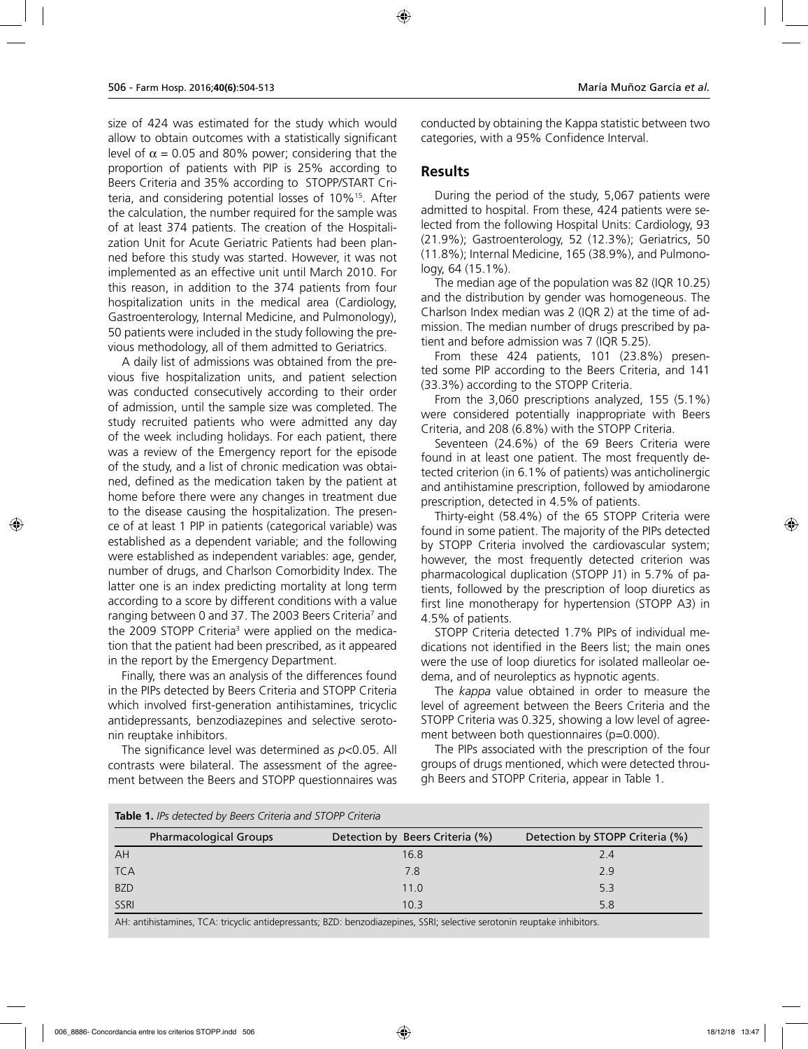size of 424 was estimated for the study which would allow to obtain outcomes with a statistically significant level of $\alpha = 0.05$ and 80% power; considering that the proportion of patients with PIP is 25% according to Beers Criteria and 35% according to STOPP/START Criteria, and considering potential losses of 10%[15]. After the calculation, the number required for the sample was of at least 374 patients. The creation of the Hospitalization Unit for Acute Geriatric Patients had been planned before this study was started. However, it was not implemented as an effective unit until March 2010. For this reason, in addition to the 374 patients from four hospitalization units in the medical area (Cardiology, Gastroenterology, Internal Medicine, and Pulmonology), 50 patients were included in the study following the previous methodology, all of them admitted to Geriatrics.

A daily list of admissions was obtained from the previous five hospitalization units, and patient selection was conducted consecutively according to their order of admission, until the sample size was completed. The study recruited patients who were admitted any day of the week including holidays. For each patient, there was a review of the Emergency report for the episode of the study, and a list of chronic medication was obtained, defined as the medication taken by the patient at home before there were any changes in treatment due to the disease causing the hospitalization. The presence of at least 1 PIP in patients (categorical variable) was established as a dependent variable; and the following were established as independent variables: age, gender, number of drugs, and Charlson Comorbidity Index. The latter one is an index predicting mortality at long term according to a score by different conditions with a value ranging between 0 and 37. The 2003 Beers Criteria[7] and the 2009 STOPP Criteria[3] were applied on the medication that the patient had been prescribed, as it appeared in the report by the Emergency Department.

Finally, there was an analysis of the differences found in the PIPs detected by Beers Criteria and STOPP Criteria which involved first-generation antihistamines, tricyclic antidepressants, benzodiazepines and selective serotonin reuptake inhibitors.

The significance level was determined as $p<0.05$. All contrasts were bilateral. The assessment of the agreement between the Beers and STOPP questionnaires was conducted by obtaining the Kappa statistic between two categories, with a 95% Confidence Interval.

## Results

During the period of the study, 5,067 patients were admitted to hospital. From these, 424 patients were selected from the following Hospital Units: Cardiology, 93 (21.9%); Gastroenterology, 52 (12.3%); Geriatrics, 50 (11.8%); Internal Medicine, 165 (38.9%), and Pulmonology, 64 (15.1%).

The median age of the population was 82 (IQR 10.25) and the distribution by gender was homogeneous. The Charlson Index median was 2 (IQR 2) at the time of admission. The median number of drugs prescribed by patient and before admission was 7 (IQR 5.25).

From these 424 patients, 101 (23.8%) presented some PIP according to the Beers Criteria, and 141 (33.3%) according to the STOPP Criteria.

From the 3,060 prescriptions analyzed, 155 (5.1%) were considered potentially inappropriate with Beers Criteria, and 208 (6.8%) with the STOPP Criteria.

Seventeen (24.6%) of the 69 Beers Criteria were found in at least one patient. The most frequently detected criterion (in 6.1% of patients) was anticholinergic and antihistamine prescription, followed by amiodarone prescription, detected in 4.5% of patients.

Thirty-eight (58.4%) of the 65 STOPP Criteria were found in some patient. The majority of the PIPs detected by STOPP Criteria involved the cardiovascular system; however, the most frequently detected criterion was pharmacological duplication (STOPP J1) in 5.7% of patients, followed by the prescription of loop diuretics as first line monotherapy for hypertension (STOPP A3) in 4.5% of patients.

STOPP Criteria detected 1.7% PIPs of individual medications not identified in the Beers list; the main ones were the use of loop diuretics for isolated malleolar oedema, and of neuroleptics as hypnotic agents.

The *kappa* value obtained in order to measure the level of agreement between the Beers Criteria and the STOPP Criteria was 0.325, showing a low level of agreement between both questionnaires (p=0.000).

The PIPs associated with the prescription of the four groups of drugs mentioned, which were detected through Beers and STOPP Criteria, appear in Table 1.

**Table 1.** *IPs detected by Beers Criteria and STOPP Criteria*

| Pharmacological Groups | Detection by Beers Criteria (%) | Detection by STOPP Criteria (%) |
|---|---|---|
| AH | 16.8 | 2.4 |
| TCA | 7.8 | 2.9 |
| BZD | 11.0 | 5.3 |
| SSRI | 10.3 | 5.8 |

AH: antihistamines, TCA: tricyclic antidepressants; BZD: benzodiazepines, SSRI; selective serotonin reuptake inhibitors.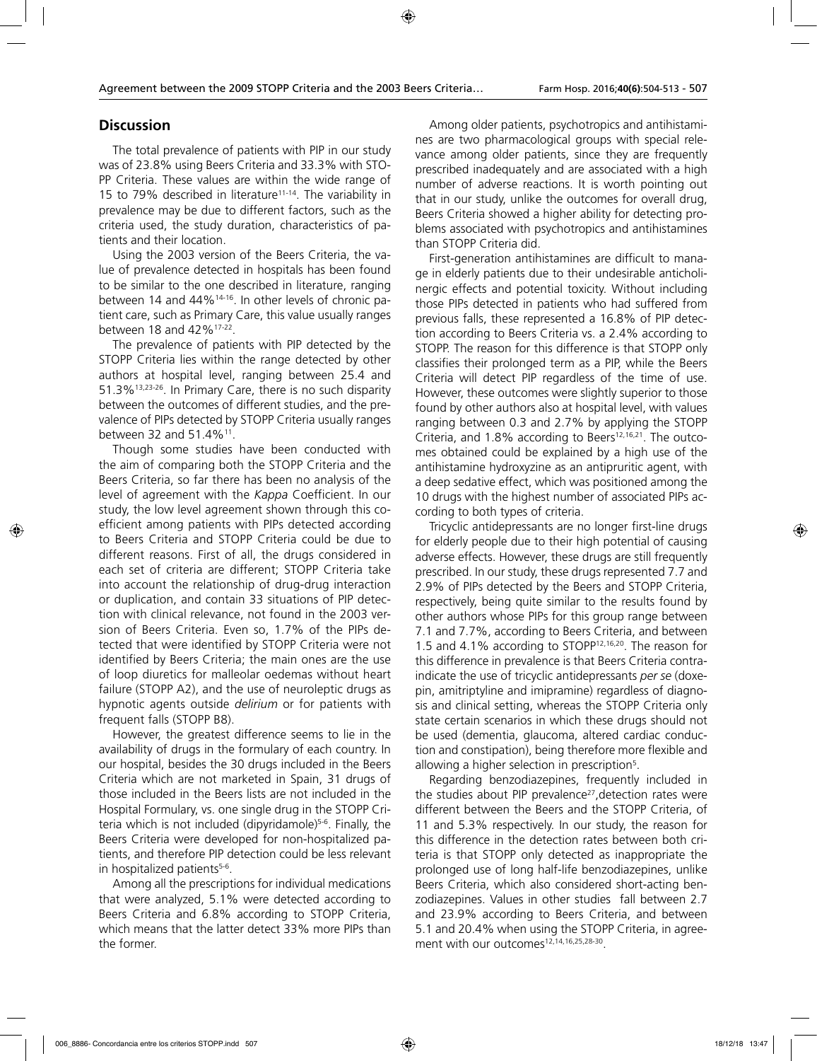## Discussion

The total prevalence of patients with PIP in our study was of 23.8% using Beers Criteria and 33.3% with STOPP Criteria. These values are within the wide range of 15 to 79% described in literature[11-14]. The variability in prevalence may be due to different factors, such as the criteria used, the study duration, characteristics of patients and their location.

Using the 2003 version of the Beers Criteria, the value of prevalence detected in hospitals has been found to be similar to the one described in literature, ranging between 14 and 44%[14-16]. In other levels of chronic patient care, such as Primary Care, this value usually ranges between 18 and 42%[17-22].

The prevalence of patients with PIP detected by the STOPP Criteria lies within the range detected by other authors at hospital level, ranging between 25.4 and 51.3%[13,23-26]. In Primary Care, there is no such disparity between the outcomes of different studies, and the prevalence of PIPs detected by STOPP Criteria usually ranges between 32 and 51.4%[11].

Though some studies have been conducted with the aim of comparing both the STOPP Criteria and the Beers Criteria, so far there has been no analysis of the level of agreement with the *Kappa* Coefficient. In our study, the low level agreement shown through this coefficient among patients with PIPs detected according to Beers Criteria and STOPP Criteria could be due to different reasons. First of all, the drugs considered in each set of criteria are different; STOPP Criteria take into account the relationship of drug-drug interaction or duplication, and contain 33 situations of PIP detection with clinical relevance, not found in the 2003 version of Beers Criteria. Even so, 1.7% of the PIPs detected that were identified by STOPP Criteria were not identified by Beers Criteria; the main ones are the use of loop diuretics for malleolar oedemas without heart failure (STOPP A2), and the use of neuroleptic drugs as hypnotic agents outside *delirium* or for patients with frequent falls (STOPP B8).

However, the greatest difference seems to lie in the availability of drugs in the formulary of each country. In our hospital, besides the 30 drugs included in the Beers Criteria which are not marketed in Spain, 31 drugs of those included in the Beers lists are not included in the Hospital Formulary, vs. one single drug in the STOPP Criteria which is not included (dipyridamole)[5-6]. Finally, the Beers Criteria were developed for non-hospitalized patients, and therefore PIP detection could be less relevant in hospitalized patients[5-6].

Among all the prescriptions for individual medications that were analyzed, 5.1% were detected according to Beers Criteria and 6.8% according to STOPP Criteria, which means that the latter detect 33% more PIPs than the former.

Among older patients, psychotropics and antihistamines are two pharmacological groups with special relevance among older patients, since they are frequently prescribed inadequately and are associated with a high number of adverse reactions. It is worth pointing out that in our study, unlike the outcomes for overall drug, Beers Criteria showed a higher ability for detecting problems associated with psychotropics and antihistamines than STOPP Criteria did.

First-generation antihistamines are difficult to manage in elderly patients due to their undesirable anticholinergic effects and potential toxicity. Without including those PIPs detected in patients who had suffered from previous falls, these represented a 16.8% of PIP detection according to Beers Criteria vs. a 2.4% according to STOPP. The reason for this difference is that STOPP only classifies their prolonged term as a PIP, while the Beers Criteria will detect PIP regardless of the time of use. However, these outcomes were slightly superior to those found by other authors also at hospital level, with values ranging between 0.3 and 2.7% by applying the STOPP Criteria, and 1.8% according to Beers[12,16,21]. The outcomes obtained could be explained by a high use of the antihistamine hydroxyzine as an antipruritic agent, with a deep sedative effect, which was positioned among the 10 drugs with the highest number of associated PIPs according to both types of criteria.

Tricyclic antidepressants are no longer first-line drugs for elderly people due to their high potential of causing adverse effects. However, these drugs are still frequently prescribed. In our study, these drugs represented 7.7 and 2.9% of PIPs detected by the Beers and STOPP Criteria, respectively, being quite similar to the results found by other authors whose PIPs for this group range between 7.1 and 7.7%, according to Beers Criteria, and between 1.5 and 4.1% according to STOPP[12,16,20]. The reason for this difference in prevalence is that Beers Criteria contraindicate the use of tricyclic antidepressants *per se* (doxepin, amitriptyline and imipramine) regardless of diagnosis and clinical setting, whereas the STOPP Criteria only state certain scenarios in which these drugs should not be used (dementia, glaucoma, altered cardiac conduction and constipation), being therefore more flexible and allowing a higher selection in prescription[5].

Regarding benzodiazepines, frequently included in the studies about PIP prevalence[27],detection rates were different between the Beers and the STOPP Criteria, of 11 and 5.3% respectively. In our study, the reason for this difference in the detection rates between both criteria is that STOPP only detected as inappropriate the prolonged use of long half-life benzodiazepines, unlike Beers Criteria, which also considered short-acting benzodiazepines. Values in other studies fall between 2.7 and 23.9% according to Beers Criteria, and between 5.1 and 20.4% when using the STOPP Criteria, in agreement with our outcomes[12,14,16,25,28-30].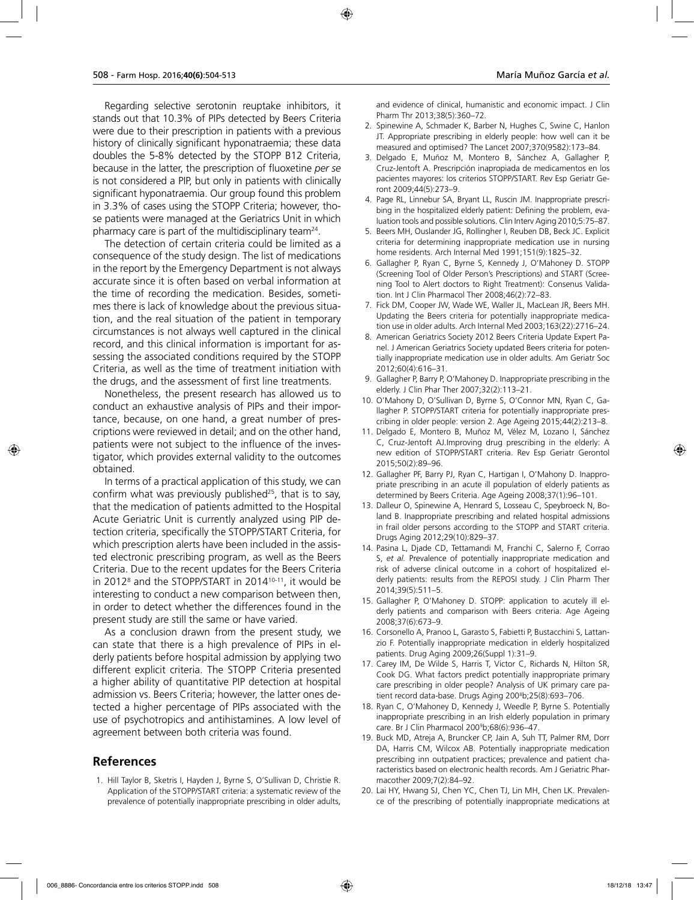Regarding selective serotonin reuptake inhibitors, it stands out that 10.3% of PIPs detected by Beers Criteria were due to their prescription in patients with a previous history of clinically significant hyponatraemia; these data doubles the 5-8% detected by the STOPP B12 Criteria, because in the latter, the prescription of fluoxetine *per se* is not considered a PIP, but only in patients with clinically significant hyponatraemia. Our group found this problem in 3.3% of cases using the STOPP Criteria; however, those patients were managed at the Geriatrics Unit in which pharmacy care is part of the multidisciplinary team[24].

The detection of certain criteria could be limited as a consequence of the study design. The list of medications in the report by the Emergency Department is not always accurate since it is often based on verbal information at the time of recording the medication. Besides, sometimes there is lack of knowledge about the previous situation, and the real situation of the patient in temporary circumstances is not always well captured in the clinical record, and this clinical information is important for assessing the associated conditions required by the STOPP Criteria, as well as the time of treatment initiation with the drugs, and the assessment of first line treatments.

Nonetheless, the present research has allowed us to conduct an exhaustive analysis of PIPs and their importance, because, on one hand, a great number of prescriptions were reviewed in detail; and on the other hand, patients were not subject to the influence of the investigator, which provides external validity to the outcomes obtained.

In terms of a practical application of this study, we can confirm what was previously published[25], that is to say, that the medication of patients admitted to the Hospital Acute Geriatric Unit is currently analyzed using PIP detection criteria, specifically the STOPP/START Criteria, for which prescription alerts have been included in the assisted electronic prescribing program, as well as the Beers Criteria. Due to the recent updates for the Beers Criteria in 2012[8] and the STOPP/START in 2014[10-11], it would be interesting to conduct a new comparison between then, in order to detect whether the differences found in the present study are still the same or have varied.

As a conclusion drawn from the present study, we can state that there is a high prevalence of PIPs in elderly patients before hospital admission by applying two different explicit criteria. The STOPP Criteria presented a higher ability of quantitative PIP detection at hospital admission vs. Beers Criteria; however, the latter ones detected a higher percentage of PIPs associated with the use of psychotropics and antihistamines. A low level of agreement between both criteria was found.

## References

1. Hill Taylor B, Sketris I, Hayden J, Byrne S, O'Sullivan D, Christie R. Application of the STOPP/START criteria: a systematic review of the prevalence of potentially inappropriate prescribing in older adults, and evidence of clinical, humanistic and economic impact. J Clin Pharm Thr 2013;38(5):360–72.
2. Spinewine A, Schmader K, Barber N, Hughes C, Swine C, Hanlon JT. Appropriate prescribing in elderly people: how well can it be measured and optimised? The Lancet 2007;370(9582):173–84.
3. Delgado E, Muñoz M, Montero B, Sánchez A, Gallagher P, Cruz-Jentoft A. Prescripción inapropiada de medicamentos en los pacientes mayores: los criterios STOPP/START. Rev Esp Geriatr Geront 2009;44(5):273–9.
4. Page RL, Linnebur SA, Bryant LL, Ruscin JM. Inappropriate prescribing in the hospitalized elderly patient: Defining the problem, evaluation tools and possible solutions. Clin Interv Aging 2010;5:75–87.
5. Beers MH, Ouslander JG, Rollingher I, Reuben DB, Beck JC. Explicit criteria for determining inappropriate medication use in nursing home residents. Arch Internal Med 1991;151(9):1825–32.
6. Gallagher P, Ryan C, Byrne S, Kennedy J, O'Mahoney D. STOPP (Screening Tool of Older Person's Prescriptions) and START (Screening Tool to Alert doctors to Right Treatment): Consenus Validation. Int J Clin Pharmacol Ther 2008;46(2):72–83.
7. Fick DM, Cooper JW, Wade WE, Waller JL, MacLean JR, Beers MH. Updating the Beers criteria for potentially inappropriate medication use in older adults. Arch Internal Med 2003;163(22):2716–24.
8. American Geriatrics Society 2012 Beers Criteria Update Expert Panel. J American Geriatrics Society updated Beers criteria for potentially inappropriate medication use in older adults. Am Geriatr Soc 2012;60(4):616–31.
9. Gallagher P, Barry P, O'Mahoney D. Inappropriate prescribing in the elderly. J Clin Phar Ther 2007;32(2):113–21.
10. O'Mahony D, O'Sullivan D, Byrne S, O'Connor MN, Ryan C, Gallagher P. STOPP/START criteria for potentially inappropriate prescribing in older people: version 2. Age Ageing 2015;44(2):213–8.
11. Delgado E, Montero B, Muñoz M, Vélez M, Lozano I, Sánchez C, Cruz-Jentoft AJ.Improving drug prescribing in the elderly: A new edition of STOPP/START criteria. Rev Esp Geriatr Gerontol 2015;50(2):89–96.
12. Gallagher PF, Barry PJ, Ryan C, Hartigan I, O'Mahony D. Inappropriate prescribing in an acute ill population of elderly patients as determined by Beers Criteria. Age Ageing 2008;37(1):96–101.
13. Dalleur O, Spinewine A, Henrard S, Losseau C, Speybroeck N, Boland B. Inappropriate prescribing and related hospital admissions in frail older persons according to the STOPP and START criteria. Drugs Aging 2012;29(10):829–37.
14. Pasina L, Djade CD, Tettamandi M, Franchi C, Salerno F, Corrao S, *et al.* Prevalence of potentially inappropriate medication and risk of adverse clinical outcome in a cohort of hospitalized elderly patients: results from the REPOSI study. J Clin Pharm Ther 2014;39(5):511–5.
15. Gallagher P, O'Mahoney D. STOPP: application to acutely ill elderly patients and comparison with Beers criteria. Age Ageing 2008;37(6):673–9.
16. Corsonello A, Pranoo L, Garasto S, Fabietti P, Bustacchini S, Lattanzio F. Potentially inappropriate medication in elderly hospitalized patients. Drug Aging 2009;26(Suppl 1):31–9.
17. Carey IM, De Wilde S, Harris T, Victor C, Richards N, Hilton SR, Cook DG. What factors predict potentially inappropriate primary care prescribing in older people? Analysis of UK primary care patient record data-base. Drugs Aging 2008b;25(8):693–706.
18. Ryan C, O'Mahoney D, Kennedy J, Weedle P, Byrne S. Potentially inappropriate prescribing in an Irish elderly population in primary care. Br J Clin Pharmacol 2009b;68(6):936–47.
19. Buck MD, Atreja A, Bruncker CP, Jain A, Suh TT, Palmer RM, Dorr DA, Harris CM, Wilcox AB. Potentially inappropriate medication prescribing inn outpatient practices; prevalence and patient characteristics based on electronic health records. Am J Geriatric Pharmacother 2009;7(2):84–92.
20. Lai HY, Hwang SJ, Chen YC, Chen TJ, Lin MH, Chen LK. Prevalence of the prescribing of potentially inappropriate medications at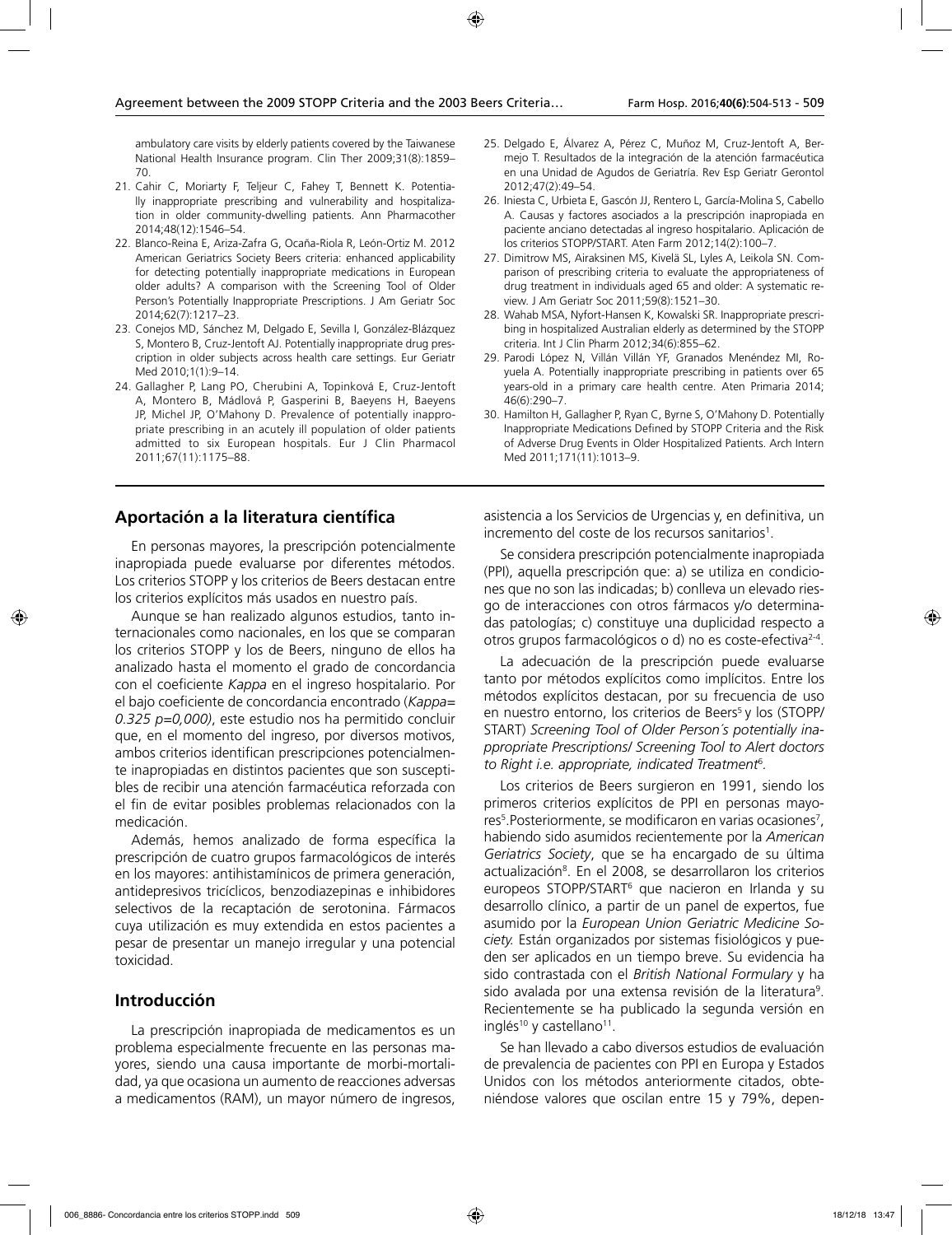ambulatory care visits by elderly patients covered by the Taiwanese National Health Insurance program. Clin Ther 2009;31(8):1859–70.

21. Cahir C, Moriarty F, Teljeur C, Fahey T, Bennett K. Potentially inappropriate prescribing and vulnerability and hospitalization in older community-dwelling patients. Ann Pharmacother 2014;48(12):1546–54.
22. Blanco-Reina E, Ariza-Zafra G, Ocaña-Riola R, León-Ortiz M. 2012 American Geriatrics Society Beers criteria: enhanced applicability for detecting potentially inappropriate medications in European older adults? A comparison with the Screening Tool of Older Person's Potentially Inappropriate Prescriptions. J Am Geriatr Soc 2014;62(7):1217–23.
23. Conejos MD, Sánchez M, Delgado E, Sevilla I, González-Blázquez S, Montero B, Cruz-Jentoft AJ. Potentially inappropriate drug prescription in older subjects across health care settings. Eur Geriatr Med 2010;1(1):9–14.
24. Gallagher P, Lang PO, Cherubini A, Topinková E, Cruz-Jentoft A, Montero B, Mádlová P, Gasperini B, Baeyens H, Baeyens JP, Michel JP, O'Mahony D. Prevalence of potentially inappropriate prescribing in an acutely ill population of older patients admitted to six European hospitals. Eur J Clin Pharmacol 2011;67(11):1175–88.
25. Delgado E, Álvarez A, Pérez C, Muñoz M, Cruz-Jentoft A, Bermejo T. Resultados de la integración de la atención farmacéutica en una Unidad de Agudos de Geriatría. Rev Esp Geriatr Gerontol 2012;47(2):49–54.
26. Iniesta C, Urbieta E, Gascón JJ, Rentero L, García-Molina S, Cabello A. Causas y factores asociados a la prescripción inapropiada en paciente anciano detectadas al ingreso hospitalario. Aplicación de los criterios STOPP/START. Aten Farm 2012;14(2):100–7.
27. Dimitrow MS, Airaksinen MS, Kivelä SL, Lyles A, Leikola SN. Comparison of prescribing criteria to evaluate the appropriateness of drug treatment in individuals aged 65 and older: A systematic review. J Am Geriatr Soc 2011;59(8):1521–30.
28. Wahab MSA, Nyfort-Hansen K, Kowalski SR. Inappropriate prescribing in hospitalized Australian elderly as determined by the STOPP criteria. Int J Clin Pharm 2012;34(6):855–62.
29. Parodi López N, Villán Villán YF, Granados Menéndez MI, Royuela A. Potentially inappropriate prescribing in patients over 65 years-old in a primary care health centre. Aten Primaria 2014; 46(6):290–7.
30. Hamilton H, Gallagher P, Ryan C, Byrne S, O'Mahony D. Potentially Inappropriate Medications Defined by STOPP Criteria and the Risk of Adverse Drug Events in Older Hospitalized Patients. Arch Intern Med 2011;171(11):1013–9.

## Aportación a la literatura científica

En personas mayores, la prescripción potencialmente inapropiada puede evaluarse por diferentes métodos. Los criterios STOPP y los criterios de Beers destacan entre los criterios explícitos más usados en nuestro país.

Aunque se han realizado algunos estudios, tanto internacionales como nacionales, en los que se comparan los criterios STOPP y los de Beers, ninguno de ellos ha analizado hasta el momento el grado de concordancia con el coeficiente *Kappa* en el ingreso hospitalario. Por el bajo coeficiente de concordancia encontrado (*Kappa= 0.325 p=0,000)*, este estudio nos ha permitido concluir que, en el momento del ingreso, por diversos motivos, ambos criterios identifican prescripciones potencialmente inapropiadas en distintos pacientes que son susceptibles de recibir una atención farmacéutica reforzada con el fin de evitar posibles problemas relacionados con la medicación.

Además, hemos analizado de forma específica la prescripción de cuatro grupos farmacológicos de interés en los mayores: antihistamínicos de primera generación, antidepresivos tricíclicos, benzodiazepinas e inhibidores selectivos de la recaptación de serotonina. Fármacos cuya utilización es muy extendida en estos pacientes a pesar de presentar un manejo irregular y una potencial toxicidad.

## Introducción

La prescripción inapropiada de medicamentos es un problema especialmente frecuente en las personas mayores, siendo una causa importante de morbi-mortalidad, ya que ocasiona un aumento de reacciones adversas a medicamentos (RAM), un mayor número de ingresos, asistencia a los Servicios de Urgencias y, en definitiva, un incremento del coste de los recursos sanitarios[1].

Se considera prescripción potencialmente inapropiada (PPI), aquella prescripción que: a) se utiliza en condiciones que no son las indicadas; b) conlleva un elevado riesgo de interacciones con otros fármacos y/o determinadas patologías; c) constituye una duplicidad respecto a otros grupos farmacológicos o d) no es coste-efectiva[2-4].

La adecuación de la prescripción puede evaluarse tanto por métodos explícitos como implícitos. Entre los métodos explícitos destacan, por su frecuencia de uso en nuestro entorno, los criterios de Beers[5] y los (STOPP/START) *Screening Tool of Older Person´s potentially inappropriate Prescriptions/ Screening Tool to Alert doctors to Right i.e. appropriate, indicated Treatment*[6].

Los criterios de Beers surgieron en 1991, siendo los primeros criterios explícitos de PPI en personas mayores[5].Posteriormente, se modificaron en varias ocasiones[7], habiendo sido asumidos recientemente por la *American Geriatrics Society*, que se ha encargado de su última actualización[8]. En el 2008, se desarrollaron los criterios europeos STOPP/START[6] que nacieron en Irlanda y su desarrollo clínico, a partir de un panel de expertos, fue asumido por la *European Union Geriatric Medicine Society.* Están organizados por sistemas fisiológicos y pueden ser aplicados en un tiempo breve. Su evidencia ha sido contrastada con el *British National Formulary* y ha sido avalada por una extensa revisión de la literatura[9]. Recientemente se ha publicado la segunda versión en inglés[10] y castellano[11].

Se han llevado a cabo diversos estudios de evaluación de prevalencia de pacientes con PPI en Europa y Estados Unidos con los métodos anteriormente citados, obteniéndose valores que oscilan entre 15 y 79%, depen-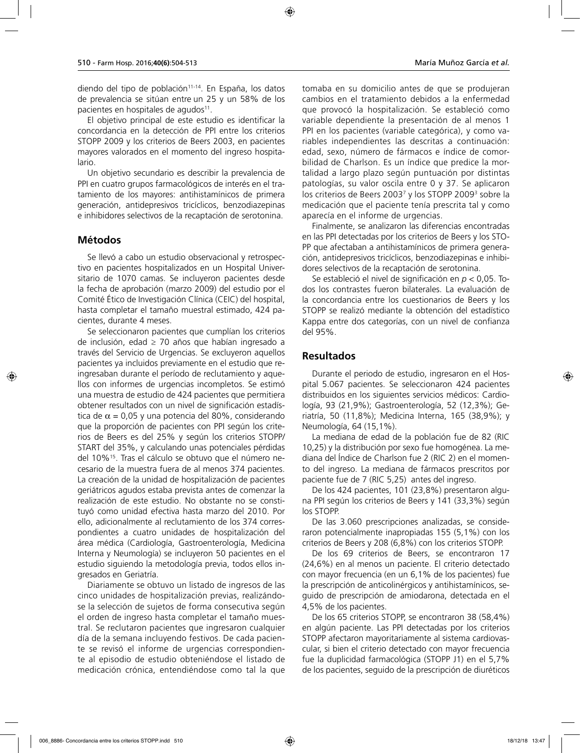diendo del tipo de población[11-14]. En España, los datos de prevalencia se sitúan entre un 25 y un 58% de los pacientes en hospitales de agudos[11].

El objetivo principal de este estudio es identificar la concordancia en la detección de PPI entre los criterios STOPP 2009 y los criterios de Beers 2003, en pacientes mayores valorados en el momento del ingreso hospitalario.

Un objetivo secundario es describir la prevalencia de PPI en cuatro grupos farmacológicos de interés en el tratamiento de los mayores: antihistamínicos de primera generación, antidepresivos tricíclicos, benzodiazepinas e inhibidores selectivos de la recaptación de serotonina.

## Métodos

Se llevó a cabo un estudio observacional y retrospectivo en pacientes hospitalizados en un Hospital Universitario de 1070 camas. Se incluyeron pacientes desde la fecha de aprobación (marzo 2009) del estudio por el Comité Ético de Investigación Clínica (CEIC) del hospital, hasta completar el tamaño muestral estimado, 424 pacientes, durante 4 meses.

Se seleccionaron pacientes que cumplían los criterios de inclusión, edad $\geq$ 70 años que habían ingresado a través del Servicio de Urgencias. Se excluyeron aquellos pacientes ya incluidos previamente en el estudio que reingresaban durante el período de reclutamiento y aquellos con informes de urgencias incompletos. Se estimó una muestra de estudio de 424 pacientes que permitiera obtener resultados con un nivel de significación estadística de $\alpha = 0{,}05$ y una potencia del 80%, considerando que la proporción de pacientes con PPI según los criterios de Beers es del 25% y según los criterios STOPP/START del 35%, y calculando unas potenciales pérdidas del 10%[15]. Tras el cálculo se obtuvo que el número necesario de la muestra fuera de al menos 374 pacientes. La creación de la unidad de hospitalización de pacientes geriátricos agudos estaba prevista antes de comenzar la realización de este estudio. No obstante no se constituyó como unidad efectiva hasta marzo del 2010. Por ello, adicionalmente al reclutamiento de los 374 correspondientes a cuatro unidades de hospitalización del área médica (Cardiología, Gastroenterología, Medicina Interna y Neumología) se incluyeron 50 pacientes en el estudio siguiendo la metodología previa, todos ellos ingresados en Geriatría.

Diariamente se obtuvo un listado de ingresos de las cinco unidades de hospitalización previas, realizándose la selección de sujetos de forma consecutiva según el orden de ingreso hasta completar el tamaño muestral. Se reclutaron pacientes que ingresaron cualquier día de la semana incluyendo festivos. De cada paciente se revisó el informe de urgencias correspondiente al episodio de estudio obteniéndose el listado de medicación crónica, entendiéndose como tal la que tomaba en su domicilio antes de que se produjeran cambios en el tratamiento debidos a la enfermedad que provocó la hospitalización. Se estableció como variable dependiente la presentación de al menos 1 PPI en los pacientes (variable categórica), y como variables independientes las descritas a continuación: edad, sexo, número de fármacos e índice de comorbilidad de Charlson. Es un índice que predice la mortalidad a largo plazo según puntuación por distintas patologías, su valor oscila entre 0 y 37. Se aplicaron los criterios de Beers 2003[7] y los STOPP 2009[3] sobre la medicación que el paciente tenía prescrita tal y como aparecía en el informe de urgencias.

Finalmente, se analizaron las diferencias encontradas en las PPI detectadas por los criterios de Beers y los STOPP que afectaban a antihistamínicos de primera generación, antidepresivos tricíclicos, benzodiazepinas e inhibidores selectivos de la recaptación de serotonina.

Se estableció el nivel de significación en $p < 0{,}05$. Todos los contrastes fueron bilaterales. La evaluación de la concordancia entre los cuestionarios de Beers y los STOPP se realizó mediante la obtención del estadístico Kappa entre dos categorías, con un nivel de confianza del 95%.

## Resultados

Durante el periodo de estudio, ingresaron en el Hospital 5.067 pacientes. Se seleccionaron 424 pacientes distribuidos en los siguientes servicios médicos: Cardiología, 93 (21,9%); Gastroenterología, 52 (12,3%); Geriatría, 50 (11,8%); Medicina Interna, 165 (38,9%); y Neumología, 64 (15,1%).

La mediana de edad de la población fue de 82 (RIC 10,25) y la distribución por sexo fue homogénea. La mediana del Índice de Charlson fue 2 (RIC 2) en el momento del ingreso. La mediana de fármacos prescritos por paciente fue de 7 (RIC 5,25) antes del ingreso.

De los 424 pacientes, 101 (23,8%) presentaron alguna PPI según los criterios de Beers y 141 (33,3%) según los STOPP.

De las 3.060 prescripciones analizadas, se consideraron potencialmente inapropiadas 155 (5,1%) con los criterios de Beers y 208 (6,8%) con los criterios STOPP.

De los 69 criterios de Beers, se encontraron 17 (24,6%) en al menos un paciente. El criterio detectado con mayor frecuencia (en un 6,1% de los pacientes) fue la prescripción de anticolinérgicos y antihistamínicos, seguido de prescripción de amiodarona, detectada en el 4,5% de los pacientes.

De los 65 criterios STOPP, se encontraron 38 (58,4%) en algún paciente. Las PPI detectadas por los criterios STOPP afectaron mayoritariamente al sistema cardiovascular, si bien el criterio detectado con mayor frecuencia fue la duplicidad farmacológica (STOPP J1) en el 5,7% de los pacientes, seguido de la prescripción de diuréticos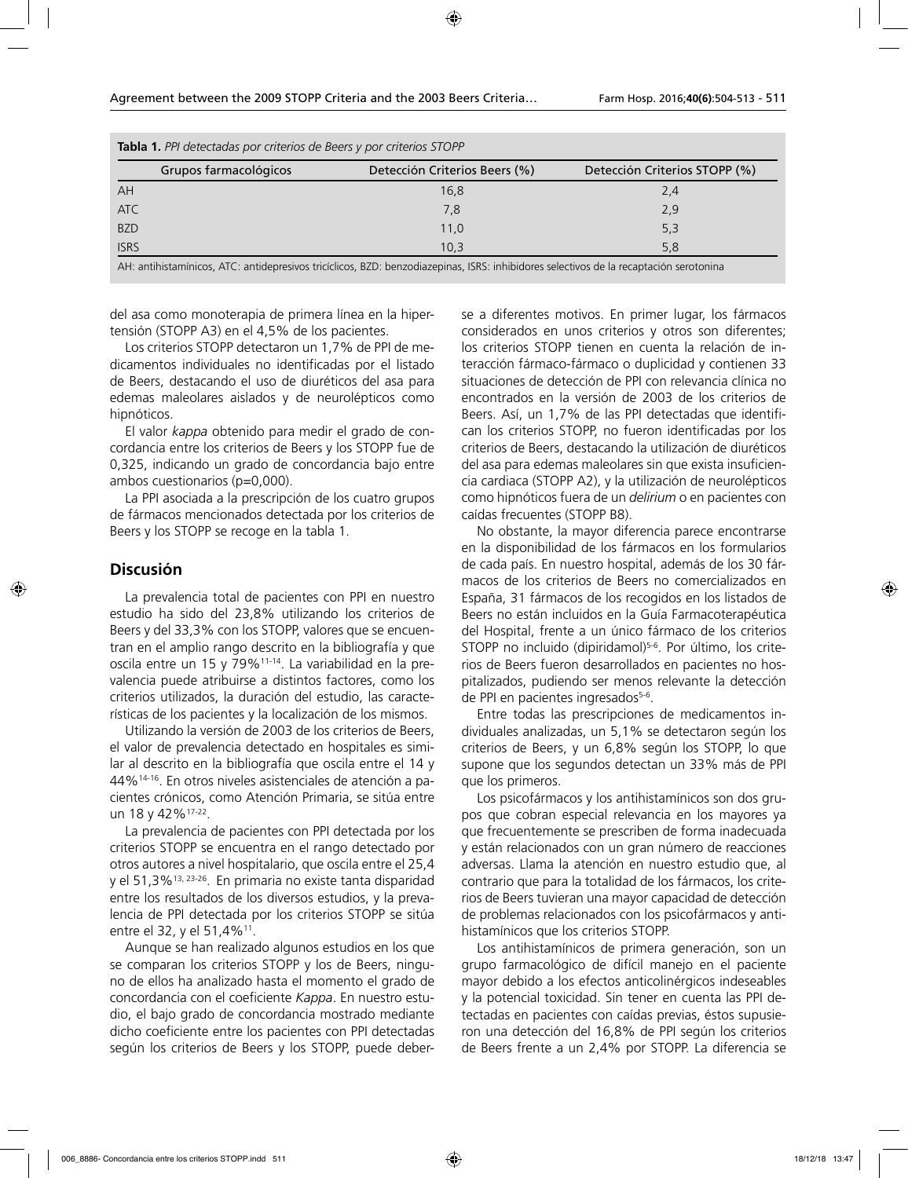**Tabla 1.** *PPI detectadas por criterios de Beers y por criterios STOPP*

| Grupos farmacológicos | Detección Criterios Beers (%) | Detección Criterios STOPP (%) |
|---|---|---|
| AH | 16,8 | 2,4 |
| ATC | 7,8 | 2,9 |
| BZD | 11,0 | 5,3 |
| ISRS | 10,3 | 5,8 |

AH: antihistamínicos, ATC: antidepresivos tricíclicos, BZD: benzodiazepinas, ISRS: inhibidores selectivos de la recaptación serotonina

del asa como monoterapia de primera línea en la hipertensión (STOPP A3) en el 4,5% de los pacientes.

Los criterios STOPP detectaron un 1,7% de PPI de medicamentos individuales no identificadas por el listado de Beers, destacando el uso de diuréticos del asa para edemas maleolares aislados y de neurolépticos como hipnóticos.

El valor *kappa* obtenido para medir el grado de concordancia entre los criterios de Beers y los STOPP fue de 0,325, indicando un grado de concordancia bajo entre ambos cuestionarios (p=0,000).

La PPI asociada a la prescripción de los cuatro grupos de fármacos mencionados detectada por los criterios de Beers y los STOPP se recoge en la tabla 1.

## Discusión

La prevalencia total de pacientes con PPI en nuestro estudio ha sido del 23,8% utilizando los criterios de Beers y del 33,3% con los STOPP, valores que se encuentran en el amplio rango descrito en la bibliografía y que oscila entre un 15 y 79%[11-14]. La variabilidad en la prevalencia puede atribuirse a distintos factores, como los criterios utilizados, la duración del estudio, las características de los pacientes y la localización de los mismos.

Utilizando la versión de 2003 de los criterios de Beers, el valor de prevalencia detectado en hospitales es similar al descrito en la bibliografía que oscila entre el 14 y 44%[14-16]. En otros niveles asistenciales de atención a pacientes crónicos, como Atención Primaria, se sitúa entre un 18 y 42%[17-22].

La prevalencia de pacientes con PPI detectada por los criterios STOPP se encuentra en el rango detectado por otros autores a nivel hospitalario, que oscila entre el 25,4 y el 51,3%[13, 23-26]. En primaria no existe tanta disparidad entre los resultados de los diversos estudios, y la prevalencia de PPI detectada por los criterios STOPP se sitúa entre el 32, y el 51,4%[11].

Aunque se han realizado algunos estudios en los que se comparan los criterios STOPP y los de Beers, ninguno de ellos ha analizado hasta el momento el grado de concordancia con el coeficiente *Kappa*. En nuestro estudio, el bajo grado de concordancia mostrado mediante dicho coeficiente entre los pacientes con PPI detectadas según los criterios de Beers y los STOPP, puede deberse a diferentes motivos. En primer lugar, los fármacos considerados en unos criterios y otros son diferentes; los criterios STOPP tienen en cuenta la relación de interacción fármaco-fármaco o duplicidad y contienen 33 situaciones de detección de PPI con relevancia clínica no encontrados en la versión de 2003 de los criterios de Beers. Así, un 1,7% de las PPI detectadas que identifican los criterios STOPP, no fueron identificadas por los criterios de Beers, destacando la utilización de diuréticos del asa para edemas maleolares sin que exista insuficiencia cardiaca (STOPP A2), y la utilización de neurolépticos como hipnóticos fuera de un *delirium* o en pacientes con caídas frecuentes (STOPP B8).

No obstante, la mayor diferencia parece encontrarse en la disponibilidad de los fármacos en los formularios de cada país. En nuestro hospital, además de los 30 fármacos de los criterios de Beers no comercializados en España, 31 fármacos de los recogidos en los listados de Beers no están incluidos en la Guía Farmacoterapéutica del Hospital, frente a un único fármaco de los criterios STOPP no incluido (dipiridamol)[5-6]. Por último, los criterios de Beers fueron desarrollados en pacientes no hospitalizados, pudiendo ser menos relevante la detección de PPI en pacientes ingresados[5-6].

Entre todas las prescripciones de medicamentos individuales analizadas, un 5,1% se detectaron según los criterios de Beers, y un 6,8% según los STOPP, lo que supone que los segundos detectan un 33% más de PPI que los primeros.

Los psicofármacos y los antihistamínicos son dos grupos que cobran especial relevancia en los mayores ya que frecuentemente se prescriben de forma inadecuada y están relacionados con un gran número de reacciones adversas. Llama la atención en nuestro estudio que, al contrario que para la totalidad de los fármacos, los criterios de Beers tuvieran una mayor capacidad de detección de problemas relacionados con los psicofármacos y antihistamínicos que los criterios STOPP.

Los antihistamínicos de primera generación, son un grupo farmacológico de difícil manejo en el paciente mayor debido a los efectos anticolinérgicos indeseables y la potencial toxicidad. Sin tener en cuenta las PPI detectadas en pacientes con caídas previas, éstos supusieron una detección del 16,8% de PPI según los criterios de Beers frente a un 2,4% por STOPP. La diferencia se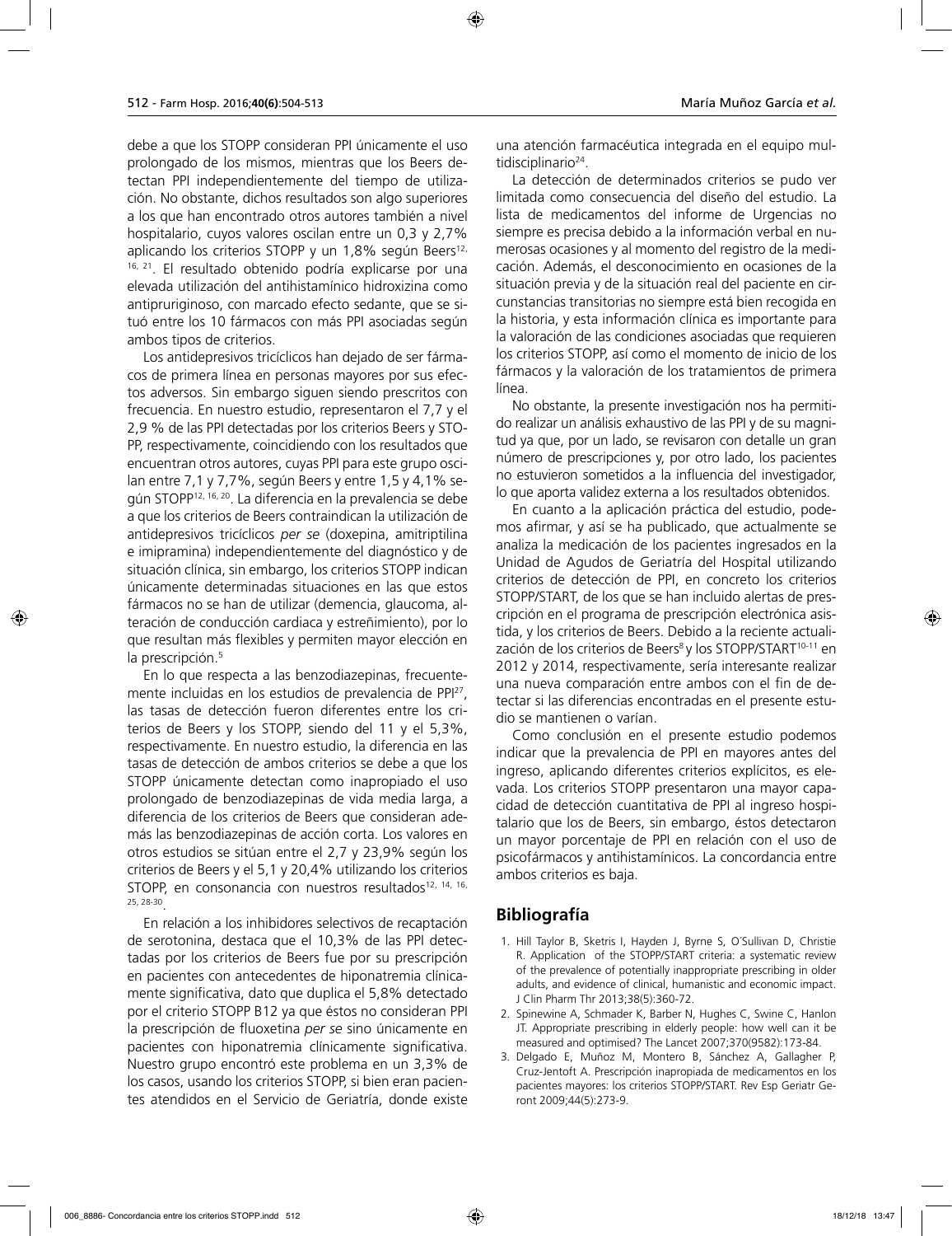debe a que los STOPP consideran PPI únicamente el uso prolongado de los mismos, mientras que los Beers detectan PPI independientemente del tiempo de utilización. No obstante, dichos resultados son algo superiores a los que han encontrado otros autores también a nivel hospitalario, cuyos valores oscilan entre un 0,3 y 2,7% aplicando los criterios STOPP y un 1,8% según Beers[12, 16, 21]. El resultado obtenido podría explicarse por una elevada utilización del antihistamínico hidroxizina como antipruriginoso, con marcado efecto sedante, que se situó entre los 10 fármacos con más PPI asociadas según ambos tipos de criterios.

Los antidepresivos tricíclicos han dejado de ser fármacos de primera línea en personas mayores por sus efectos adversos. Sin embargo siguen siendo prescritos con frecuencia. En nuestro estudio, representaron el 7,7 y el 2,9 % de las PPI detectadas por los criterios Beers y STOPP, respectivamente, coincidiendo con los resultados que encuentran otros autores, cuyas PPI para este grupo oscilan entre 7,1 y 7,7%, según Beers y entre 1,5 y 4,1% según STOPP[12, 16, 20]. La diferencia en la prevalencia se debe a que los criterios de Beers contraindican la utilización de antidepresivos tricíclicos *per se* (doxepina, amitriptilina e imipramina) independientemente del diagnóstico y de situación clínica, sin embargo, los criterios STOPP indican únicamente determinadas situaciones en las que estos fármacos no se han de utilizar (demencia, glaucoma, alteración de conducción cardiaca y estreñimiento), por lo que resultan más flexibles y permiten mayor elección en la prescripción.[5]

En lo que respecta a las benzodiazepinas, frecuentemente incluidas en los estudios de prevalencia de PPI[27], las tasas de detección fueron diferentes entre los criterios de Beers y los STOPP, siendo del 11 y el 5,3%, respectivamente. En nuestro estudio, la diferencia en las tasas de detección de ambos criterios se debe a que los STOPP únicamente detectan como inapropiado el uso prolongado de benzodiazepinas de vida media larga, a diferencia de los criterios de Beers que consideran además las benzodiazepinas de acción corta. Los valores en otros estudios se sitúan entre el 2,7 y 23,9% según los criterios de Beers y el 5,1 y 20,4% utilizando los criterios STOPP, en consonancia con nuestros resultados[12, 14, 16, 25, 28-30].

En relación a los inhibidores selectivos de recaptación de serotonina, destaca que el 10,3% de las PPI detectadas por los criterios de Beers fue por su prescripción en pacientes con antecedentes de hiponatremia clínicamente significativa, dato que duplica el 5,8% detectado por el criterio STOPP B12 ya que éstos no consideran PPI la prescripción de fluoxetina *per se* sino únicamente en pacientes con hiponatremia clínicamente significativa. Nuestro grupo encontró este problema en un 3,3% de los casos, usando los criterios STOPP, si bien eran pacientes atendidos en el Servicio de Geriatría, donde existe una atención farmacéutica integrada en el equipo multidisciplinario[24].

La detección de determinados criterios se pudo ver limitada como consecuencia del diseño del estudio. La lista de medicamentos del informe de Urgencias no siempre es precisa debido a la información verbal en numerosas ocasiones y al momento del registro de la medicación. Además, el desconocimiento en ocasiones de la situación previa y de la situación real del paciente en circunstancias transitorias no siempre está bien recogida en la historia, y esta información clínica es importante para la valoración de las condiciones asociadas que requieren los criterios STOPP, así como el momento de inicio de los fármacos y la valoración de los tratamientos de primera línea.

No obstante, la presente investigación nos ha permitido realizar un análisis exhaustivo de las PPI y de su magnitud ya que, por un lado, se revisaron con detalle un gran número de prescripciones y, por otro lado, los pacientes no estuvieron sometidos a la influencia del investigador, lo que aporta validez externa a los resultados obtenidos.

En cuanto a la aplicación práctica del estudio, podemos afirmar, y así se ha publicado, que actualmente se analiza la medicación de los pacientes ingresados en la Unidad de Agudos de Geriatría del Hospital utilizando criterios de detección de PPI, en concreto los criterios STOPP/START, de los que se han incluido alertas de prescripción en el programa de prescripción electrónica asistida, y los criterios de Beers. Debido a la reciente actualización de los criterios de Beers[8] y los STOPP/START[10-11] en 2012 y 2014, respectivamente, sería interesante realizar una nueva comparación entre ambos con el fin de detectar si las diferencias encontradas en el presente estudio se mantienen o varían.

Como conclusión en el presente estudio podemos indicar que la prevalencia de PPI en mayores antes del ingreso, aplicando diferentes criterios explícitos, es elevada. Los criterios STOPP presentaron una mayor capacidad de detección cuantitativa de PPI al ingreso hospitalario que los de Beers, sin embargo, éstos detectaron un mayor porcentaje de PPI en relación con el uso de psicofármacos y antihistamínicos. La concordancia entre ambos criterios es baja.

## Bibliografía

1. Hill Taylor B, Sketris I, Hayden J, Byrne S, O'Sullivan D, Christie R. Application of the STOPP/START criteria: a systematic review of the prevalence of potentially inappropriate prescribing in older adults, and evidence of clinical, humanistic and economic impact. J Clin Pharm Thr 2013;38(5):360-72.
2. Spinewine A, Schmader K, Barber N, Hughes C, Swine C, Hanlon JT. Appropriate prescribing in elderly people: how well can it be measured and optimised? The Lancet 2007;370(9582):173-84.
3. Delgado E, Muñoz M, Montero B, Sánchez A, Gallagher P, Cruz-Jentoft A. Prescripción inapropiada de medicamentos en los pacientes mayores: los criterios STOPP/START. Rev Esp Geriatr Geront 2009;44(5):273-9.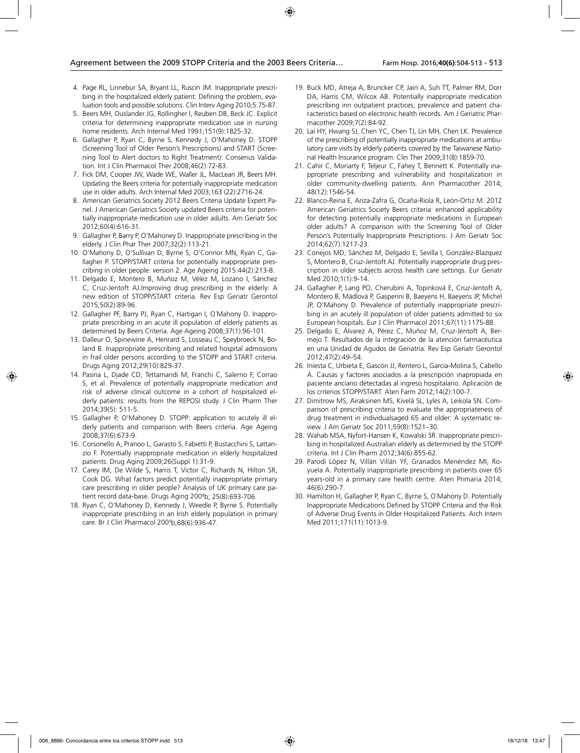4. Page RL, Linnebur SA, Bryant LL, Ruscin JM. Inappropriate prescribing in the hospitalized elderly patient: Defining the problem, evaluation tools and possible solutions. Clin Interv Aging 2010;5:75-87.
5. Beers MH, Ouslander JG, Rollingher I, Reuben DB, Beck JC. Explicit criteria for determining inappropriate medication use in nursing home residents. Arch Internal Med 1991;151(9):1825-32.
6. Gallagher P, Ryan C, Byrne S, Kennedy J, O'Mahoney D. STOPP (Screening Tool of Older Person's Prescriptions) and START (Screening Tool to Alert doctors to Right Treatment): Consensus Validation. Int J Clin Pharmacol Ther 2008;46(2):72-83.
7. Fick DM, Cooper JW, Wade WE, Waller JL, MacLean JR, Beers MH. Updating the Beers criteria for potentially inappropriate medication use in older adults. Arch Internal Med 2003;163 (22):2716-24.
8. American Geriatrics Society 2012 Beers Criteria Update Expert Panel. J American Geriatrics Society updated Beers criteria for potentially inappropriate medication use in older adults. Am Geriatr Soc 2012;60(4):616-31.
9. Gallagher P, Barry P, O'Mahoney D. Inappropriate prescribing in the elderly. J Clin Phar Ther 2007;32(2):113-21.
10. O'Mahony D, O'Sullivan D, Byrne S, O'Connor MN, Ryan C, Gallagher P. STOPP/START criteria for potentially inappropriate prescribing in older people: version 2. Age Ageing 2015:44(2):213-8.
11. Delgado E, Montero B, Muñoz M, Vélez M, Lozano I, Sánchez C, Cruz-Jentoft AJ.Improving drug prescribing in the elderly: A new edition of STOPP/START criteria. Rev Esp Geriatr Gerontol 2015;50(2):89-96.
12. Gallagher PF, Barry PJ, Ryan C, Hartigan I, O´Mahony D. Inappropriate prescribing in an acute ill population of elderly patients as determined by Beers Criteria. Age Ageing 2008;37(1):96-101.
13. Dalleur O, Spinewine A, Henrard S, Losseau C, Speybroeck N, Boland B. Inappropriate prescribing and related hospital admissions in frail older persons according to the STOPP and START criteria. Drugs Aging 2012;29(10):829-37.
14. Pasina L, Djade CD, Tettamandi M, Franchi C, Salerno F, Corrao S, et al. Prevalence of potentially inappropriate medication and risk of adverse clinical outcome in a cohort of hospitalized elderly patients: results from the REPOSI study. J Clin Pharm Ther 2014;39(5): 511-5.
15. Gallagher P, O'Mahoney D. STOPP: application to acutely ill elderly patients and comparison with Beers criteria. Age Ageing 2008;37(6):673-9.
16. Corsonello A, Pranoo L, Garasto S, Fabietti P, Bustacchini S, Lattanzio F. Potentially inappropriate medication in elderly hospitalized patients. Drug Aging 2009;26(Suppl 1):31-9.
17. Carey IM, De Wilde S, Harris T, Victor C, Richards N, Hilton SR, Cook DG. What factors predict potentially inappropriate primary care prescribing in older people? Analysis of UK primary care patient record data-base. Drugs Aging 200[8]b; 25(8):693-706.
18. Ryan C, O'Mahoney D, Kennedy J, Weedle P, Byrne S. Potentially inappropriate prescribing in an Irish elderly population in primary care. Br J Clin Pharmacol 200[9]b;68(6):936-47.
19. Buck MD, Atreja A, Bruncker CP, Jain A, Suh TT, Palmer RM, Dorr DA, Harris CM, Wilcox AB. Potentially inappropriate medication prescribing inn outpatient practices; prevalence and patient characteristics based on electronic health records. Am J Geriatric Pharmacother 2009;7(2):84-92.
20. Lai HY, Hwang SJ, Chen YC, Chen TJ, Lin MH, Chen LK. Prevalence of the prescribing of potentially inappropriate medications at ambulatory care visits by elderly patients covered by the Taiwanese National Health Insurance program. Clin Ther 2009;31(8):1859-70.
21. Cahir C, Moriarty F, Teljeur C, Fahey T, Bennett K. Potentially inappropriate prescribing and vulnerability and hospitalization in older community-dwelling patients. Ann Pharmacother 2014; 48(12):1546-54.
22. Blanco-Reina E, Ariza-Zafra G, Ocaña-Riola R, León-Ortiz M. 2012 American Geriatrics Society Beers criteria: enhanced applicability for detecting potentially inappropriate medications in European older adults? A comparison with the Screening Tool of Older Person's Potentially Inappropriate Prescriptions. J Am Geriatr Soc 2014;62(7):1217-23.
23. Conejos MD, Sánchez M, Delgado E, Sevilla I, González-Blazquez S, Montero B, Cruz-Jentoft AJ. Potentially inappropriate drug prescription in older subjects across health care settings. Eur Geriatr Med 2010;1(1):9-14.
24. Gallagher P, Lang PO, Cherubini A, Topinková E, Cruz-Jentoft A, Montero B, Mádlová P, Gasperini B, Baeyens H, Baeyens JP, Michel JP, O'Mahony D. Prevalence of potentially inappropriate prescribing in an acutely ill population of older patients admitted to six European hospitals. Eur J Clin Pharmacol 2011;67(11):1175-88.
25. Delgado E, Álvarez A, Pérez C, Muñoz M, Cruz-Jentoft A, Bermejo T. Resultados de la integración de la atención farmacéutica en una Unidad de Agudos de Geriatría. Rev Esp Geriatr Gerontol 2012;47(2):49–54.
26. Iniesta C, Urbieta E, Gascón JJ, Rentero L, García-Molina S, Cabello A. Causas y factores asociados a la prescripción inapropiada en paciente anciano detectadas al ingreso hospitalario. Aplicación de los criterios STOPP/START. Aten Farm 2012;14(2):100-7.
27. Dimitrow MS, Airaksinen MS, Kivelä SL, Lyles A, Leikola SN. Comparison of prescribing criteria to evaluate the appropriateness of drug treatment in individualsaged 65 and older: A systematic review. J Am Geriatr Soc 2011;59(8):1521–30.
28. Wahab MSA, Nyfort-Hansen K, Kowalski SR. Inappropriate prescribing in hospitalized Australian elderly as determined by the STOPP criteria. Int J Clin Pharm 2012;34(6):855-62.
29. Parodi López N, Villán Villán YF, Granados Menéndez MI, Royuela A. Potentially inappropriate prescribing in patients over 65 years-old in a primary care health centre. Aten Primaria 2014; 46(6):290-7.
30. Hamilton H, Gallagher P, Ryan C, Byrne S, O´Mahony D. Potentially Inappropriate Medications Defined by STOPP Criteria and the Risk of Adverse Drug Events in Older Hospitalized Patients. Arch Intern Med 2011;171(11):1013-9.